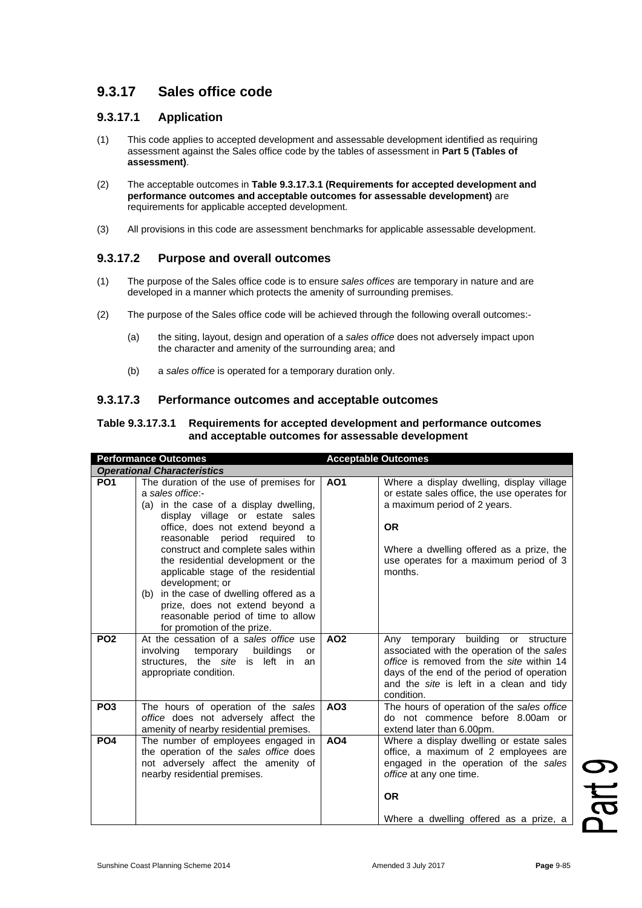## 9.3.17 Sales office code

### 9.3.17.1 Application

(1) This code applies to accepted development and assessable development identified as requiring assessment against the Sales office code by the tables of assessment in **Part 5 (Tables of assessment)**.

(2) The acceptable outcomes in **Table 9.3.17.3.1 (Requirements for accepted development and performance outcomes and acceptable outcomes for assessable development)** are requirements for applicable accepted development.

(3) All provisions in this code are assessment benchmarks for applicable assessable development.

### 9.3.17.2 Purpose and overall outcomes

(1) The purpose of the Sales office code is to ensure *sales offices* are temporary in nature and are developed in a manner which protects the amenity of surrounding premises.

(2) The purpose of the Sales office code will be achieved through the following overall outcomes:-

(a) the siting, layout, design and operation of a *sales office* does not adversely impact upon the character and amenity of the surrounding area; and

(b) a *sales office* is operated for a temporary duration only.

### 9.3.17.3 Performance outcomes and acceptable outcomes

**Table 9.3.17.3.1 Requirements for accepted development and performance outcomes and acceptable outcomes for assessable development**

| Performance Outcomes | | Acceptable Outcomes | |
|---|---|---|---|
| ***Operational Characteristics*** | | | |
| **PO1** | The duration of the use of premises for a *sales office*:-<br>(a) in the case of a display dwelling, display village or estate sales office, does not extend beyond a reasonable period required to construct and complete sales within the residential development or the applicable stage of the residential development; or<br>(b) in the case of dwelling offered as a prize, does not extend beyond a reasonable period of time to allow for promotion of the prize. | **AO1** | Where a display dwelling, display village or estate sales office, the use operates for a maximum period of 2 years.<br><br>**OR**<br><br>Where a dwelling offered as a prize, the use operates for a maximum period of 3 months. |
| **PO2** | At the cessation of a *sales office* use involving temporary buildings or structures, the *site* is left in an appropriate condition. | **AO2** | Any temporary building or structure associated with the operation of the *sales office* is removed from the *site* within 14 days of the end of the period of operation and the *site* is left in a clean and tidy condition. |
| **PO3** | The hours of operation of the *sales office* does not adversely affect the amenity of nearby residential premises. | **AO3** | The hours of operation of the *sales office* do not commence before 8.00am or extend later than 6.00pm. |
| **PO4** | The number of employees engaged in the operation of the *sales office* does not adversely affect the amenity of nearby residential premises. | **AO4** | Where a display dwelling or estate sales office, a maximum of 2 employees are engaged in the operation of the *sales office* at any one time.<br><br>**OR**<br><br>Where a dwelling offered as a prize, a |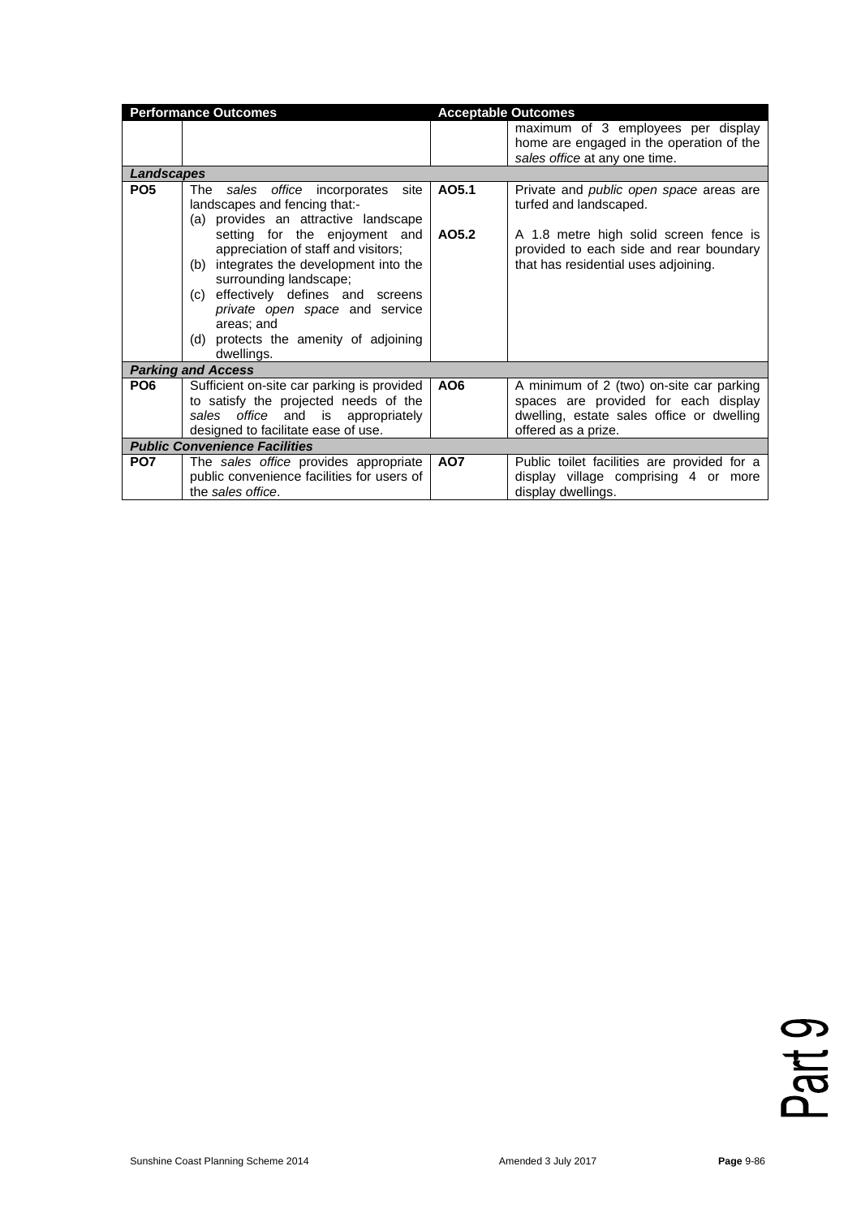| Performance Outcomes | | Acceptable Outcomes | |
|---|---|---|---|
| | | | maximum of 3 employees per display home are engaged in the operation of the *sales office* at any one time. |
| ***Landscapes*** | | | |
| **PO5** | The *sales office* incorporates site landscapes and fencing that:-<br>(a) provides an attractive landscape setting for the enjoyment and appreciation of staff and visitors;<br>(b) integrates the development into the surrounding landscape;<br>(c) effectively defines and screens *private open space* and service areas; and<br>(d) protects the amenity of adjoining dwellings. | **AO5.1** | Private and *public open space* areas are turfed and landscaped. |
| | | **AO5.2** | A 1.8 metre high solid screen fence is provided to each side and rear boundary that has residential uses adjoining. |
| ***Parking and Access*** | | | |
| **PO6** | Sufficient on-site car parking is provided to satisfy the projected needs of the *sales office* and is appropriately designed to facilitate ease of use. | **AO6** | A minimum of 2 (two) on-site car parking spaces are provided for each display dwelling, estate sales office or dwelling offered as a prize. |
| ***Public Convenience Facilities*** | | | |
| **PO7** | The *sales office* provides appropriate public convenience facilities for users of the *sales office*. | **AO7** | Public toilet facilities are provided for a display village comprising 4 or more display dwellings. |